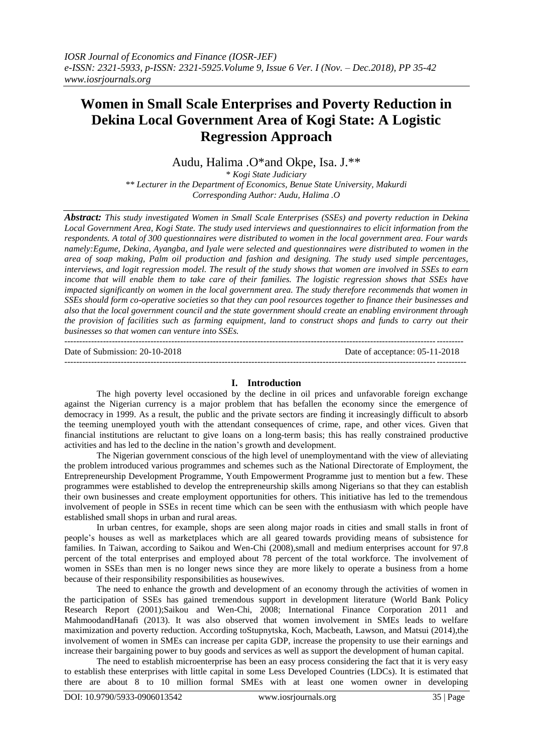# Women in Small Scale Enterprises and Poverty Reduction in Dekina Local Government Area of Kogi State: A Logistic Regression Approach

Audu, Halima .O*and Okpe, Isa. J.**

*\* Kogi State Judiciary*
*\*\* Lecturer in the Department of Economics, Benue State University, Makurdi*
*Corresponding Author: Audu, Halima .O*

***Abstract:*** *This study investigated Women in Small Scale Enterprises (SSEs) and poverty reduction in Dekina Local Government Area, Kogi State. The study used interviews and questionnaires to elicit information from the respondents. A total of 300 questionnaires were distributed to women in the local government area. Four wards namely:Egume, Dekina, Ayangba, and Iyale were selected and questionnaires were distributed to women in the area of soap making, Palm oil production and fashion and designing. The study used simple percentages, interviews, and logit regression model. The result of the study shows that women are involved in SSEs to earn income that will enable them to take care of their families. The logistic regression shows that SSEs have impacted significantly on women in the local government area. The study therefore recommends that women in SSEs should form co-operative societies so that they can pool resources together to finance their businesses and also that the local government council and the state government should create an enabling environment through the provision of facilities such as farming equipment, land to construct shops and funds to carry out their businesses so that women can venture into SSEs.*

---

Date of Submission: 20-10-2018 Date of acceptance: 05-11-2018

---

## I. Introduction

The high poverty level occasioned by the decline in oil prices and unfavorable foreign exchange against the Nigerian currency is a major problem that has befallen the economy since the emergence of democracy in 1999. As a result, the public and the private sectors are finding it increasingly difficult to absorb the teeming unemployed youth with the attendant consequences of crime, rape, and other vices. Given that financial institutions are reluctant to give loans on a long-term basis; this has really constrained productive activities and has led to the decline in the nation's growth and development.

The Nigerian government conscious of the high level of unemploymentand with the view of alleviating the problem introduced various programmes and schemes such as the National Directorate of Employment, the Entrepreneurship Development Programme, Youth Empowerment Programme just to mention but a few. These programmes were established to develop the entrepreneurship skills among Nigerians so that they can establish their own businesses and create employment opportunities for others. This initiative has led to the tremendous involvement of people in SSEs in recent time which can be seen with the enthusiasm with which people have established small shops in urban and rural areas.

In urban centres, for example, shops are seen along major roads in cities and small stalls in front of people's houses as well as marketplaces which are all geared towards providing means of subsistence for families. In Taiwan, according to Saikou and Wen-Chi (2008),small and medium enterprises account for 97.8 percent of the total enterprises and employed about 78 percent of the total workforce. The involvement of women in SSEs than men is no longer news since they are more likely to operate a business from a home because of their responsibility responsibilities as housewives.

The need to enhance the growth and development of an economy through the activities of women in the participation of SSEs has gained tremendous support in development literature (World Bank Policy Research Report (2001);Saikou and Wen-Chi, 2008; International Finance Corporation 2011 and MahmoodandHanafi (2013). It was also observed that women involvement in SMEs leads to welfare maximization and poverty reduction. According toStupnytska, Koch, Macbeath, Lawson, and Matsui (2014),the involvement of women in SMEs can increase per capita GDP, increase the propensity to use their earnings and increase their bargaining power to buy goods and services as well as support the development of human capital.

The need to establish microenterprise has been an easy process considering the fact that it is very easy to establish these enterprises with little capital in some Less Developed Countries (LDCs). It is estimated that there are about 8 to 10 million formal SMEs with at least one women owner in developing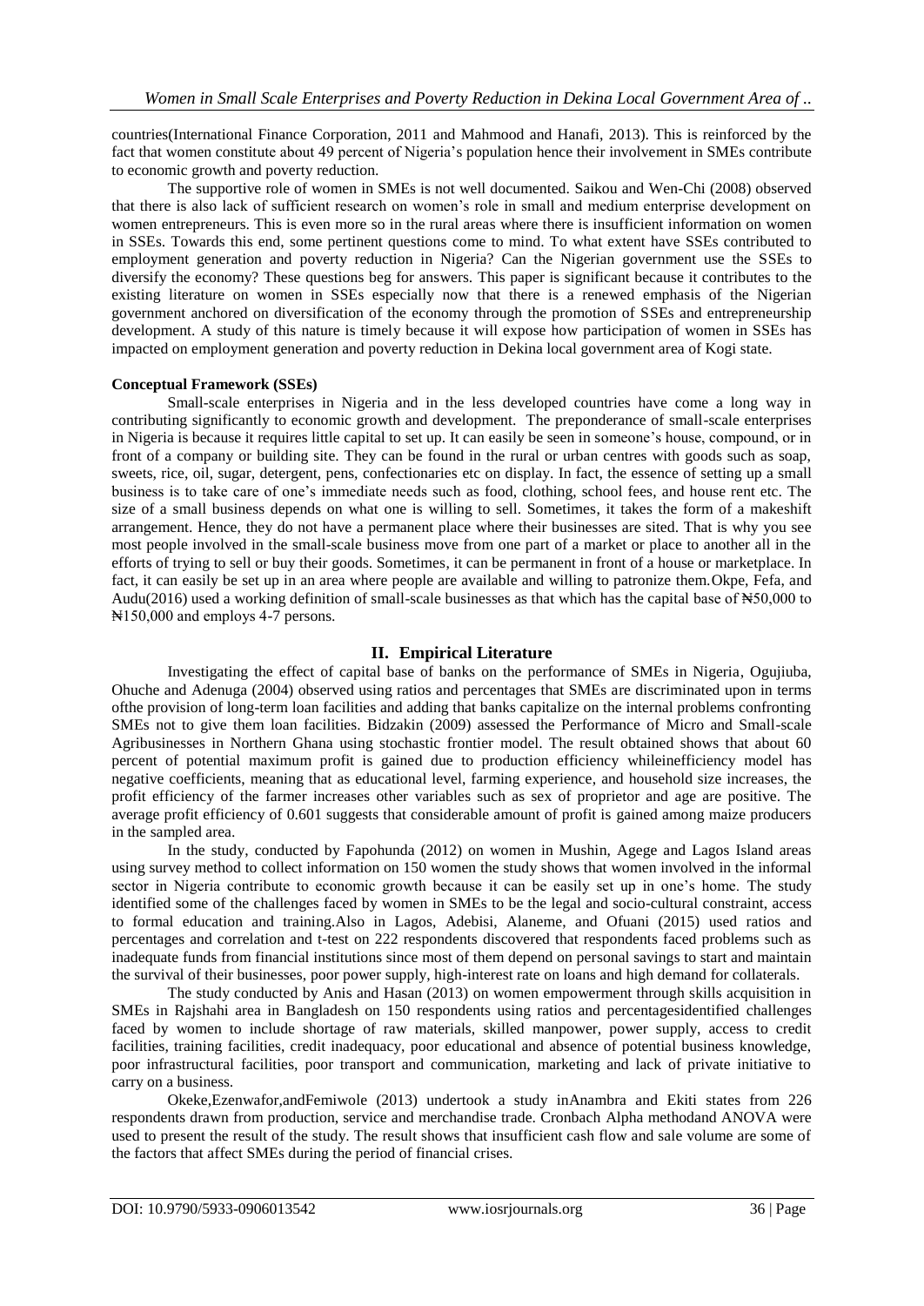countries(International Finance Corporation, 2011 and Mahmood and Hanafi, 2013). This is reinforced by the fact that women constitute about 49 percent of Nigeria's population hence their involvement in SMEs contribute to economic growth and poverty reduction.

The supportive role of women in SMEs is not well documented. Saikou and Wen-Chi (2008) observed that there is also lack of sufficient research on women's role in small and medium enterprise development on women entrepreneurs. This is even more so in the rural areas where there is insufficient information on women in SSEs. Towards this end, some pertinent questions come to mind. To what extent have SSEs contributed to employment generation and poverty reduction in Nigeria? Can the Nigerian government use the SSEs to diversify the economy? These questions beg for answers. This paper is significant because it contributes to the existing literature on women in SSEs especially now that there is a renewed emphasis of the Nigerian government anchored on diversification of the economy through the promotion of SSEs and entrepreneurship development. A study of this nature is timely because it will expose how participation of women in SSEs has impacted on employment generation and poverty reduction in Dekina local government area of Kogi state.

**Conceptual Framework (SSEs)**

Small-scale enterprises in Nigeria and in the less developed countries have come a long way in contributing significantly to economic growth and development. The preponderance of small-scale enterprises in Nigeria is because it requires little capital to set up. It can easily be seen in someone's house, compound, or in front of a company or building site. They can be found in the rural or urban centres with goods such as soap, sweets, rice, oil, sugar, detergent, pens, confectionaries etc on display. In fact, the essence of setting up a small business is to take care of one's immediate needs such as food, clothing, school fees, and house rent etc. The size of a small business depends on what one is willing to sell. Sometimes, it takes the form of a makeshift arrangement. Hence, they do not have a permanent place where their businesses are sited. That is why you see most people involved in the small-scale business move from one part of a market or place to another all in the efforts of trying to sell or buy their goods. Sometimes, it can be permanent in front of a house or marketplace. In fact, it can easily be set up in an area where people are available and willing to patronize them.Okpe, Fefa, and Audu(2016) used a working definition of small-scale businesses as that which has the capital base of ₦50,000 to ₦150,000 and employs 4-7 persons.

## II. Empirical Literature

Investigating the effect of capital base of banks on the performance of SMEs in Nigeria, Ogujiuba, Ohuche and Adenuga (2004) observed using ratios and percentages that SMEs are discriminated upon in terms ofthe provision of long-term loan facilities and adding that banks capitalize on the internal problems confronting SMEs not to give them loan facilities. Bidzakin (2009) assessed the Performance of Micro and Small-scale Agribusinesses in Northern Ghana using stochastic frontier model. The result obtained shows that about 60 percent of potential maximum profit is gained due to production efficiency whileinefficiency model has negative coefficients, meaning that as educational level, farming experience, and household size increases, the profit efficiency of the farmer increases other variables such as sex of proprietor and age are positive. The average profit efficiency of 0.601 suggests that considerable amount of profit is gained among maize producers in the sampled area.

In the study, conducted by Fapohunda (2012) on women in Mushin, Agege and Lagos Island areas using survey method to collect information on 150 women the study shows that women involved in the informal sector in Nigeria contribute to economic growth because it can be easily set up in one's home. The study identified some of the challenges faced by women in SMEs to be the legal and socio-cultural constraint, access to formal education and training.Also in Lagos, Adebisi, Alaneme, and Ofuani (2015) used ratios and percentages and correlation and t-test on 222 respondents discovered that respondents faced problems such as inadequate funds from financial institutions since most of them depend on personal savings to start and maintain the survival of their businesses, poor power supply, high-interest rate on loans and high demand for collaterals.

The study conducted by Anis and Hasan (2013) on women empowerment through skills acquisition in SMEs in Rajshahi area in Bangladesh on 150 respondents using ratios and percentagesidentified challenges faced by women to include shortage of raw materials, skilled manpower, power supply, access to credit facilities, training facilities, credit inadequacy, poor educational and absence of potential business knowledge, poor infrastructural facilities, poor transport and communication, marketing and lack of private initiative to carry on a business.

Okeke,Ezenwafor,andFemiwole (2013) undertook a study inAnambra and Ekiti states from 226 respondents drawn from production, service and merchandise trade. Cronbach Alpha methodand ANOVA were used to present the result of the study. The result shows that insufficient cash flow and sale volume are some of the factors that affect SMEs during the period of financial crises.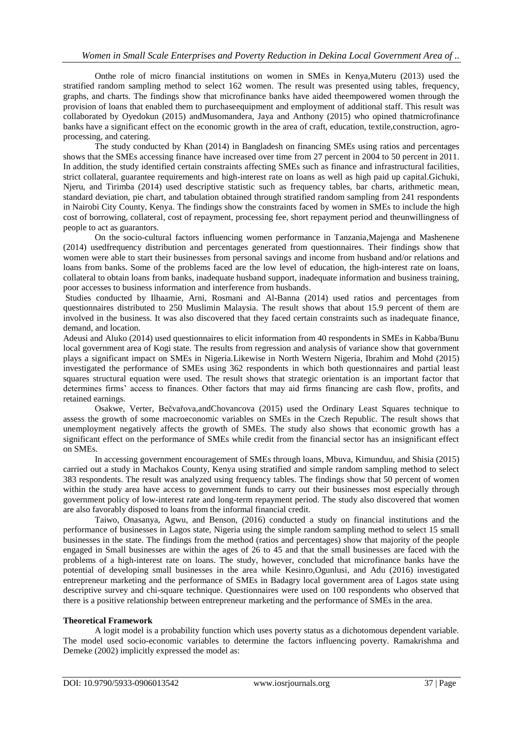Onthe role of micro financial institutions on women in SMEs in Kenya,Muteru (2013) used the stratified random sampling method to select 162 women. The result was presented using tables, frequency, graphs, and charts. The findings show that microfinance banks have aided theempowered women through the provision of loans that enabled them to purchaseequipment and employment of additional staff. This result was collaborated by Oyedokun (2015) andMusomandera, Jaya and Anthony (2015) who opined thatmicrofinance banks have a significant effect on the economic growth in the area of craft, education, textile,construction, agro-processing, and catering.

The study conducted by Khan (2014) in Bangladesh on financing SMEs using ratios and percentages shows that the SMEs accessing finance have increased over time from 27 percent in 2004 to 50 percent in 2011. In addition, the study identified certain constraints affecting SMEs such as finance and infrastructural facilities, strict collateral, guarantee requirements and high-interest rate on loans as well as high paid up capital.Gichuki, Njeru, and Tirimba (2014) used descriptive statistic such as frequency tables, bar charts, arithmetic mean, standard deviation, pie chart, and tabulation obtained through stratified random sampling from 241 respondents in Nairobi City County, Kenya. The findings show the constraints faced by women in SMEs to include the high cost of borrowing, collateral, cost of repayment, processing fee, short repayment period and theunwillingness of people to act as guarantors.

On the socio-cultural factors influencing women performance in Tanzania,Majenga and Mashenene (2014) usedfrequency distribution and percentages generated from questionnaires. Their findings show that women were able to start their businesses from personal savings and income from husband and/or relations and loans from banks. Some of the problems faced are the low level of education, the high-interest rate on loans, collateral to obtain loans from banks, inadequate husband support, inadequate information and business training, poor accesses to business information and interference from husbands.

Studies conducted by Ilhaamie, Arni, Rosmani and Al-Banna (2014) used ratios and percentages from questionnaires distributed to 250 Muslimin Malaysia. The result shows that about 15.9 percent of them are involved in the business. It was also discovered that they faced certain constraints such as inadequate finance, demand, and location.

Adeusi and Aluko (2014) used questionnaires to elicit information from 40 respondents in SMEs in Kabba/Bunu local government area of Kogi state. The results from regression and analysis of variance show that government plays a significant impact on SMEs in Nigeria.Likewise in North Western Nigeria, Ibrahim and Mohd (2015) investigated the performance of SMEs using 362 respondents in which both questionnaires and partial least squares structural equation were used. The result shows that strategic orientation is an important factor that determines firms' access to finances. Other factors that may aid firms financing are cash flow, profits, and retained earnings.

Osakwe, Verter, Bečvařova,andChovancova (2015) used the Ordinary Least Squares technique to assess the growth of some macroeconomic variables on SMEs in the Czech Republic. The result shows that unemployment negatively affects the growth of SMEs. The study also shows that economic growth has a significant effect on the performance of SMEs while credit from the financial sector has an insignificant effect on SMEs.

In accessing government encouragement of SMEs through loans, Mbuva, Kimunduu, and Shisia (2015) carried out a study in Machakos County, Kenya using stratified and simple random sampling method to select 383 respondents. The result was analyzed using frequency tables. The findings show that 50 percent of women within the study area have access to government funds to carry out their businesses most especially through government policy of low-interest rate and long-term repayment period. The study also discovered that women are also favorably disposed to loans from the informal financial credit.

Taiwo, Onasanya, Agwu, and Benson, (2016) conducted a study on financial institutions and the performance of businesses in Lagos state, Nigeria using the simple random sampling method to select 15 small businesses in the state. The findings from the method (ratios and percentages) show that majority of the people engaged in Small businesses are within the ages of 26 to 45 and that the small businesses are faced with the problems of a high-interest rate on loans. The study, however, concluded that microfinance banks have the potential of developing small businesses in the area while Kesinro,Ogunlusi, and Adu (2016) investigated entrepreneur marketing and the performance of SMEs in Badagry local government area of Lagos state using descriptive survey and chi-square technique. Questionnaires were used on 100 respondents who observed that there is a positive relationship between entrepreneur marketing and the performance of SMEs in the area.

**Theoretical Framework**

A logit model is a probability function which uses poverty status as a dichotomous dependent variable. The model used socio-economic variables to determine the factors influencing poverty. Ramakrishma and Demeke (2002) implicitly expressed the model as: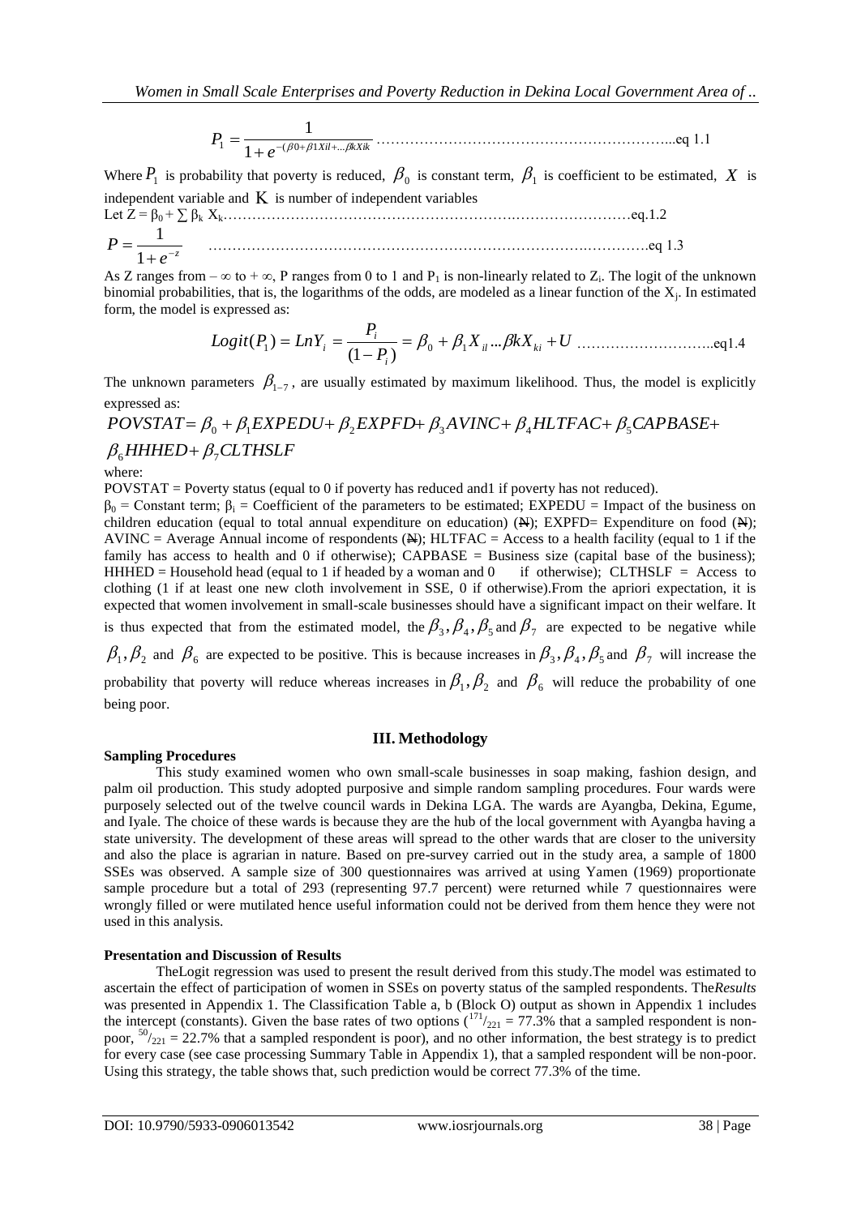$$P_1 = \frac{1}{1+e^{-(\beta 0+\beta 1Xil+...\beta kXik}} \text{ ...eq 1.1}$$

Where $P_1$ is probability that poverty is reduced, $\beta_0$ is constant term, $\beta_1$ is coefficient to be estimated, $X$ is independent variable and $K$ is number of independent variables

Let $Z = \beta_0 + \sum \beta_k X_k$ ...eq.1.2

$$P = \frac{1}{1+e^{-z}} \text{ ...eq 1.3}$$

As Z ranges from $-\infty$ to $+\infty$, P ranges from 0 to 1 and $P_1$ is non-linearly related to $Z_i$. The logit of the unknown binomial probabilities, that is, the logarithms of the odds, are modeled as a linear function of the $X_j$. In estimated form, the model is expressed as:

$$Logit(P_1) = LnY_i = \frac{P_i}{(1-P_i)} = \beta_0 + \beta_1 X_{il} ...\beta k X_{ki} + U \text{ ...eq1.4}$$

The unknown parameters $\beta_{1-7}$, are usually estimated by maximum likelihood. Thus, the model is explicitly expressed as:

$$POVSTAT = \beta_0 + \beta_1 EXPEDU + \beta_2 EXPFD + \beta_3 AVINC + \beta_4 HLTFAC + \beta_5 CAPBASE + \beta_6 HHHED + \beta_7 CLTHSLF$$

where:

POVSTAT = Poverty status (equal to 0 if poverty has reduced and1 if poverty has not reduced).

$\beta_0$ = Constant term; $\beta_i$ = Coefficient of the parameters to be estimated; EXPEDU = Impact of the business on children education (equal to total annual expenditure on education) (₦); EXPFD= Expenditure on food (₦); AVINC = Average Annual income of respondents (₦); HLTFAC = Access to a health facility (equal to 1 if the family has access to health and 0 if otherwise); CAPBASE = Business size (capital base of the business); HHHED = Household head (equal to 1 if headed by a woman and 0 if otherwise); CLTHSLF = Access to clothing (1 if at least one new cloth involvement in SSE, 0 if otherwise).From the apriori expectation, it is expected that women involvement in small-scale businesses should have a significant impact on their welfare. It is thus expected that from the estimated model, the $\beta_3, \beta_4, \beta_5$ and $\beta_7$ are expected to be negative while $\beta_1, \beta_2$ and $\beta_6$ are expected to be positive. This is because increases in $\beta_3, \beta_4, \beta_5$ and $\beta_7$ will increase the probability that poverty will reduce whereas increases in $\beta_1, \beta_2$ and $\beta_6$ will reduce the probability of one being poor.

## III. Methodology

**Sampling Procedures**

This study examined women who own small-scale businesses in soap making, fashion design, and palm oil production. This study adopted purposive and simple random sampling procedures. Four wards were purposely selected out of the twelve council wards in Dekina LGA. The wards are Ayangba, Dekina, Egume, and Iyale. The choice of these wards is because they are the hub of the local government with Ayangba having a state university. The development of these areas will spread to the other wards that are closer to the university and also the place is agrarian in nature. Based on pre-survey carried out in the study area, a sample of 1800 SSEs was observed. A sample size of 300 questionnaires was arrived at using Yamen (1969) proportionate sample procedure but a total of 293 (representing 97.7 percent) were returned while 7 questionnaires were wrongly filled or were mutilated hence useful information could not be derived from them hence they were not used in this analysis.

**Presentation and Discussion of Results**

TheLogit regression was used to present the result derived from this study.The model was estimated to ascertain the effect of participation of women in SSEs on poverty status of the sampled respondents. The*Results* was presented in Appendix 1. The Classification Table a, b (Block O) output as shown in Appendix 1 includes the intercept (constants). Given the base rates of two options ($^{171}/_{221}$ = 77.3% that a sampled respondent is non-poor, $^{50}/_{221}$ = 22.7% that a sampled respondent is poor), and no other information, the best strategy is to predict for every case (see case processing Summary Table in Appendix 1), that a sampled respondent will be non-poor. Using this strategy, the table shows that, such prediction would be correct 77.3% of the time.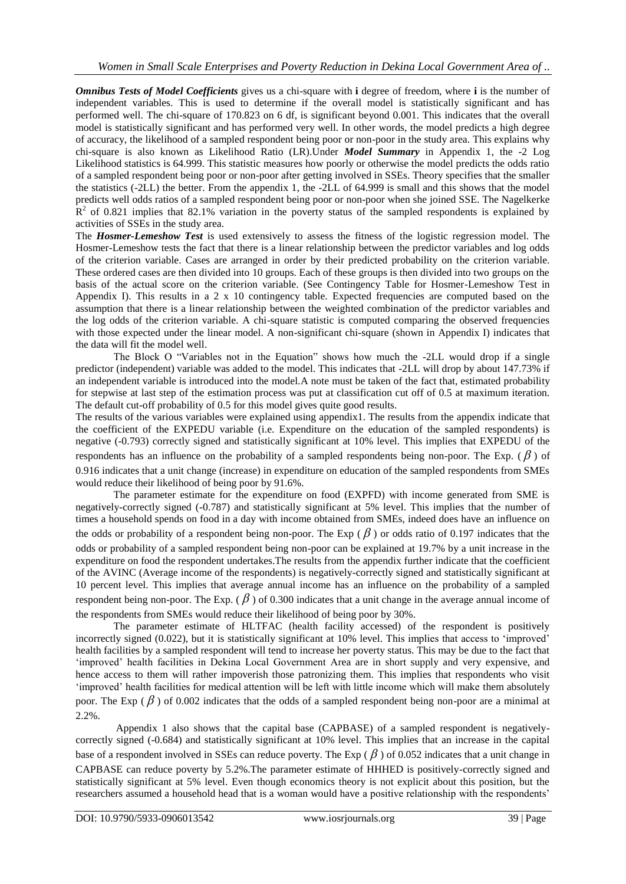***Omnibus Tests of Model Coefficients*** gives us a chi-square with **i** degree of freedom, where **i** is the number of independent variables. This is used to determine if the overall model is statistically significant and has performed well. The chi-square of 170.823 on 6 df, is significant beyond 0.001. This indicates that the overall model is statistically significant and has performed very well. In other words, the model predicts a high degree of accuracy, the likelihood of a sampled respondent being poor or non-poor in the study area. This explains why chi-square is also known as Likelihood Ratio (LR).Under ***Model Summary*** in Appendix 1, the -2 Log Likelihood statistics is 64.999. This statistic measures how poorly or otherwise the model predicts the odds ratio of a sampled respondent being poor or non-poor after getting involved in SSEs. Theory specifies that the smaller the statistics (-2LL) the better. From the appendix 1, the -2LL of 64.999 is small and this shows that the model predicts well odds ratios of a sampled respondent being poor or non-poor when she joined SSE. The Nagelkerke $R^2$ of 0.821 implies that 82.1% variation in the poverty status of the sampled respondents is explained by activities of SSEs in the study area.

The ***Hosmer-Lemeshow Test*** is used extensively to assess the fitness of the logistic regression model. The Hosmer-Lemeshow tests the fact that there is a linear relationship between the predictor variables and log odds of the criterion variable. Cases are arranged in order by their predicted probability on the criterion variable. These ordered cases are then divided into 10 groups. Each of these groups is then divided into two groups on the basis of the actual score on the criterion variable. (See Contingency Table for Hosmer-Lemeshow Test in Appendix I). This results in a 2 x 10 contingency table. Expected frequencies are computed based on the assumption that there is a linear relationship between the weighted combination of the predictor variables and the log odds of the criterion variable. A chi-square statistic is computed comparing the observed frequencies with those expected under the linear model. A non-significant chi-square (shown in Appendix I) indicates that the data will fit the model well.

The Block O "Variables not in the Equation" shows how much the -2LL would drop if a single predictor (independent) variable was added to the model. This indicates that -2LL will drop by about 147.73% if an independent variable is introduced into the model.A note must be taken of the fact that, estimated probability for stepwise at last step of the estimation process was put at classification cut off of 0.5 at maximum iteration. The default cut-off probability of 0.5 for this model gives quite good results.

The results of the various variables were explained using appendix1. The results from the appendix indicate that the coefficient of the EXPEDU variable (i.e. Expenditure on the education of the sampled respondents) is negative (-0.793) correctly signed and statistically significant at 10% level. This implies that EXPEDU of the respondents has an influence on the probability of a sampled respondents being non-poor. The Exp. ($\beta$) of 0.916 indicates that a unit change (increase) in expenditure on education of the sampled respondents from SMEs would reduce their likelihood of being poor by 91.6%.

The parameter estimate for the expenditure on food (EXPFD) with income generated from SME is negatively-correctly signed (-0.787) and statistically significant at 5% level. This implies that the number of times a household spends on food in a day with income obtained from SMEs, indeed does have an influence on the odds or probability of a respondent being non-poor. The Exp ($\beta$) or odds ratio of 0.197 indicates that the odds or probability of a sampled respondent being non-poor can be explained at 19.7% by a unit increase in the expenditure on food the respondent undertakes.The results from the appendix further indicate that the coefficient of the AVINC (Average income of the respondents) is negatively-correctly signed and statistically significant at 10 percent level. This implies that average annual income has an influence on the probability of a sampled respondent being non-poor. The Exp. ($\beta$) of 0.300 indicates that a unit change in the average annual income of the respondents from SMEs would reduce their likelihood of being poor by 30%.

The parameter estimate of HLTFAC (health facility accessed) of the respondent is positively incorrectly signed (0.022), but it is statistically significant at 10% level. This implies that access to 'improved' health facilities by a sampled respondent will tend to increase her poverty status. This may be due to the fact that 'improved' health facilities in Dekina Local Government Area are in short supply and very expensive, and hence access to them will rather impoverish those patronizing them. This implies that respondents who visit 'improved' health facilities for medical attention will be left with little income which will make them absolutely poor. The Exp ($\beta$) of 0.002 indicates that the odds of a sampled respondent being non-poor are a minimal at 2.2%.

Appendix 1 also shows that the capital base (CAPBASE) of a sampled respondent is negatively-correctly signed (-0.684) and statistically significant at 10% level. This implies that an increase in the capital base of a respondent involved in SSEs can reduce poverty. The Exp ($\beta$) of 0.052 indicates that a unit change in CAPBASE can reduce poverty by 5.2%.The parameter estimate of HHHED is positively-correctly signed and statistically significant at 5% level. Even though economics theory is not explicit about this position, but the researchers assumed a household head that is a woman would have a positive relationship with the respondents'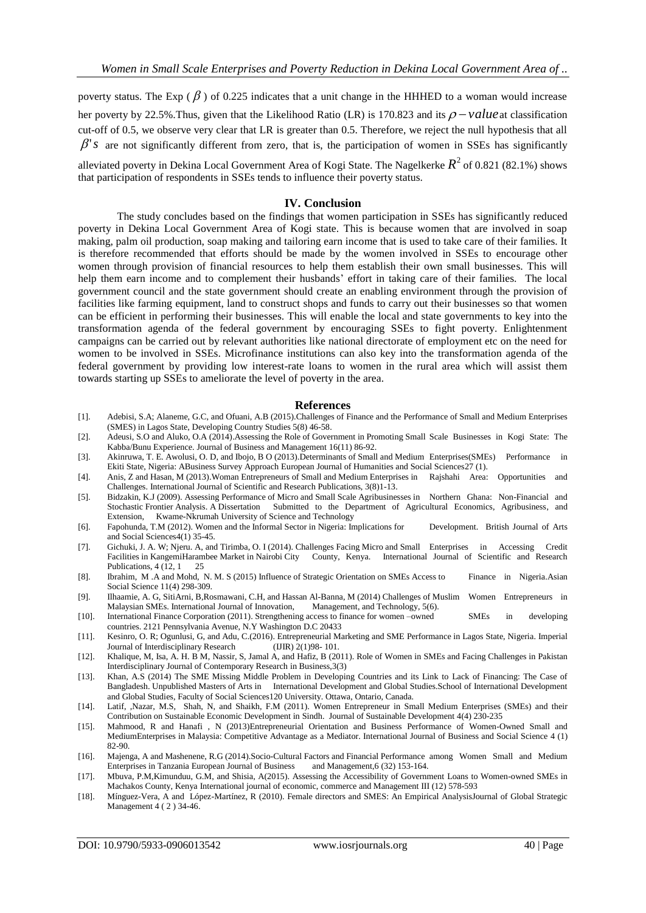poverty status. The Exp ( $\beta$ ) of 0.225 indicates that a unit change in the HHHED to a woman would increase her poverty by 22.5%.Thus, given that the Likelihood Ratio (LR) is 170.823 and its $\rho - value$ at classification cut-off of 0.5, we observe very clear that LR is greater than 0.5. Therefore, we reject the null hypothesis that all $\beta's$ are not significantly different from zero, that is, the participation of women in SSEs has significantly alleviated poverty in Dekina Local Government Area of Kogi State. The Nagelkerke $R^2$ of 0.821 (82.1%) shows that participation of respondents in SSEs tends to influence their poverty status.

## IV. Conclusion

The study concludes based on the findings that women participation in SSEs has significantly reduced poverty in Dekina Local Government Area of Kogi state. This is because women that are involved in soap making, palm oil production, soap making and tailoring earn income that is used to take care of their families. It is therefore recommended that efforts should be made by the women involved in SSEs to encourage other women through provision of financial resources to help them establish their own small businesses. This will help them earn income and to complement their husbands' effort in taking care of their families. The local government council and the state government should create an enabling environment through the provision of facilities like farming equipment, land to construct shops and funds to carry out their businesses so that women can be efficient in performing their businesses. This will enable the local and state governments to key into the transformation agenda of the federal government by encouraging SSEs to fight poverty. Enlightenment campaigns can be carried out by relevant authorities like national directorate of employment etc on the need for women to be involved in SSEs. Microfinance institutions can also key into the transformation agenda of the federal government by providing low interest-rate loans to women in the rural area which will assist them towards starting up SSEs to ameliorate the level of poverty in the area.

## References

[1]. Adebisi, S.A; Alaneme, G.C, and Ofuani, A.B (2015).Challenges of Finance and the Performance of Small and Medium Enterprises (SMES) in Lagos State, Developing Country Studies 5(8) 46-58.

[2]. Adeusi, S.O and Aluko, O.A (2014).Assessing the Role of Government in Promoting Small Scale Businesses in Kogi State: The Kabba/Bunu Experience. Journal of Business and Management 16(11) 86-92.

[3]. Akinruwa, T. E. Awolusi, O. D, and Ibojo, B O (2013).Determinants of Small and Medium Enterprises(SMEs) Performance in Ekiti State, Nigeria: ABusiness Survey Approach European Journal of Humanities and Social Sciences27 (1).

[4]. Anis, Z and Hasan, M (2013).Woman Entrepreneurs of Small and Medium Enterprises in Rajshahi Area: Opportunities and Challenges. International Journal of Scientific and Research Publications, 3(8)1-13.

[5]. Bidzakin, K.J (2009). Assessing Performance of Micro and Small Scale Agribusinesses in Northern Ghana: Non-Financial and Stochastic Frontier Analysis. A Dissertation Submitted to the Department of Agricultural Economics, Agribusiness, and Extension, Kwame-Nkrumah University of Science and Technology

[6]. Fapohunda, T.M (2012). Women and the Informal Sector in Nigeria: Implications for Development. British Journal of Arts and Social Sciences4(1) 35-45.

[7]. Gichuki, J. A. W; Njeru. A, and Tirimba, O. I (2014). Challenges Facing Micro and Small Enterprises in Accessing Credit Facilities in KangemiHarambee Market in Nairobi City County, Kenya. International Journal of Scientific and Research Publications, 4 (12, 1 25

[8]. Ibrahim, M .A and Mohd, N. M. S (2015) Influence of Strategic Orientation on SMEs Access to Finance in Nigeria.Asian Social Science 11(4) 298-309.

[9]. Ilhaamie, A. G, SitiArni, B,Rosmawani, C.H, and Hassan Al-Banna, M (2014) Challenges of Muslim Women Entrepreneurs in Malaysian SMEs. International Journal of Innovation, Management, and Technology, 5(6).

[10]. International Finance Corporation (2011). Strengthening access to finance for women –owned SMEs in developing countries. 2121 Pennsylvania Avenue, N.Y Washington D.C 20433

[11]. Kesinro, O. R; Ogunlusi, G, and Adu, C.(2016). Entrepreneurial Marketing and SME Performance in Lagos State, Nigeria. Imperial Journal of Interdisciplinary Research (IJIR) 2(1)98- 101.

[12]. Khalique, M, Isa, A. H. B M, Nassir, S, Jamal A, and Hafiz, B (2011). Role of Women in SMEs and Facing Challenges in Pakistan Interdisciplinary Journal of Contemporary Research in Business,3(3)

[13]. Khan, A.S (2014) The SME Missing Middle Problem in Developing Countries and its Link to Lack of Financing: The Case of Bangladesh. Unpublished Masters of Arts in International Development and Global Studies.School of International Development and Global Studies, Faculty of Social Sciences120 University. Ottawa, Ontario, Canada.

[14]. Latif, ,Nazar, M.S, Shah, N, and Shaikh, F.M (2011). Women Entrepreneur in Small Medium Enterprises (SMEs) and their Contribution on Sustainable Economic Development in Sindh. Journal of Sustainable Development 4(4) 230-235

[15]. Mahmood, R and Hanafi , N (2013)Entrepreneurial Orientation and Business Performance of Women-Owned Small and MediumEnterprises in Malaysia: Competitive Advantage as a Mediator. International Journal of Business and Social Science 4 (1) 82-90.

[16]. Majenga, A and Mashenene, R.G (2014).Socio-Cultural Factors and Financial Performance among Women Small and Medium Enterprises in Tanzania European Journal of Business and Management,6 (32) 153-164.

[17]. Mbuva, P.M,Kimunduu, G.M, and Shisia, A(2015). Assessing the Accessibility of Government Loans to Women-owned SMEs in Machakos County, Kenya International journal of economic, commerce and Management III (12) 578-593

[18]. Mínguez-Vera, A and López-Martínez, R (2010). Female directors and SMES: An Empirical AnalysisJournal of Global Strategic Management 4 ( 2 ) 34-46.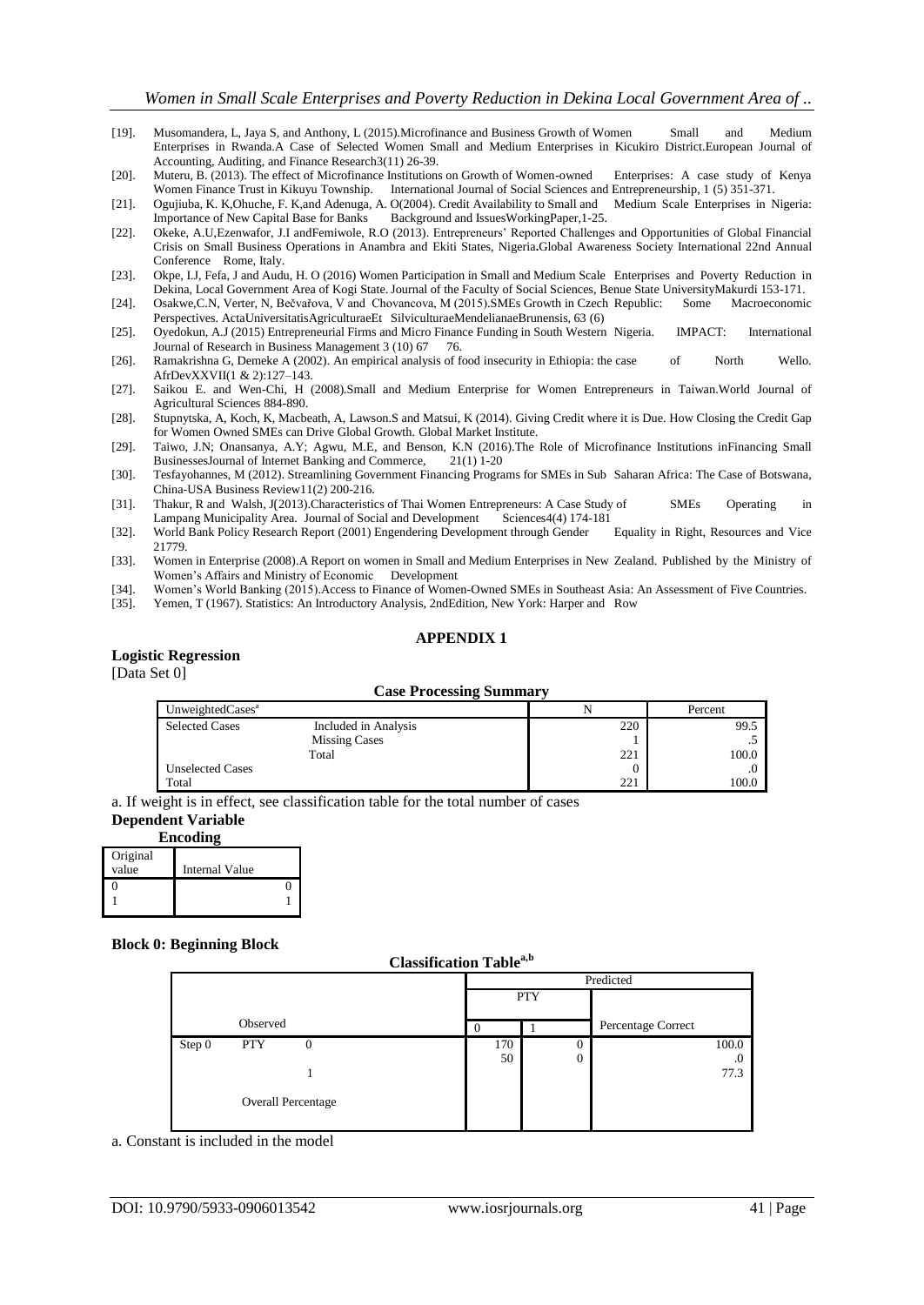[19]. Musomandera, L, Jaya S, and Anthony, L (2015).Microfinance and Business Growth of Women Small and Medium Enterprises in Rwanda.A Case of Selected Women Small and Medium Enterprises in Kicukiro District.European Journal of Accounting, Auditing, and Finance Research3(11) 26-39.

[20]. Muteru, B. (2013). The effect of Microfinance Institutions on Growth of Women-owned Enterprises: A case study of Kenya Women Finance Trust in Kikuyu Township. International Journal of Social Sciences and Entrepreneurship, 1 (5) 351-371.

[21]. Ogujiuba, K. K,Ohuche, F. K,and Adenuga, A. O(2004). Credit Availability to Small and Medium Scale Enterprises in Nigeria: Importance of New Capital Base for Banks Background and IssuesWorkingPaper,1-25.

[22]. Okeke, A.U,Ezenwafor, J.I andFemiwole, R.O (2013). Entrepreneurs' Reported Challenges and Opportunities of Global Financial Crisis on Small Business Operations in Anambra and Ekiti States, Nigeria**.**Global Awareness Society International 22nd Annual Conference Rome, Italy.

[23]. Okpe, I.J, Fefa, J and Audu, H. O (2016) Women Participation in Small and Medium Scale Enterprises and Poverty Reduction in Dekina, Local Government Area of Kogi State. Journal of the Faculty of Social Sciences, Benue State UniversityMakurdi 153-171.

[24]. Osakwe,C.N, Verter, N, Bečvařova, V and Chovancova, M (2015).SMEs Growth in Czech Republic: Some Macroeconomic Perspectives. ActaUniversitatisAgriculturaeEt SilviculturaeMendelianaeBrunensis, 63 (6)

[25]. Oyedokun, A.J (2015) Entrepreneurial Firms and Micro Finance Funding in South Western Nigeria. IMPACT: International Journal of Research in Business Management 3 (10) 67 76.

[26]. Ramakrishna G, Demeke A (2002). An empirical analysis of food insecurity in Ethiopia: the case of North Wello. AfrDevXXVII(1 & 2):127–143.

[27]. Saikou E. and Wen-Chi, H (2008).Small and Medium Enterprise for Women Entrepreneurs in Taiwan.World Journal of Agricultural Sciences 884-890.

[28]. Stupnytska, A, Koch, K, Macbeath, A, Lawson.S and Matsui, K (2014). Giving Credit where it is Due. How Closing the Credit Gap for Women Owned SMEs can Drive Global Growth. Global Market Institute.

[29]. Taiwo, J.N; Onansanya, A.Y; Agwu, M.E, and Benson, K.N (2016).The Role of Microfinance Institutions inFinancing Small BusinessesJournal of Internet Banking and Commerce, 21(1) 1-20

[30]. Tesfayohannes, M (2012). Streamlining Government Financing Programs for SMEs in Sub Saharan Africa: The Case of Botswana, China-USA Business Review11(2) 200-216.

[31]. Thakur, R and Walsh, J(2013).Characteristics of Thai Women Entrepreneurs: A Case Study of SMEs Operating in Lampang Municipality Area. Journal of Social and Development Sciences4(4) 174-181

[32]. World Bank Policy Research Report (2001) Engendering Development through Gender Equality in Right, Resources and Vice 21779.

[33]. Women in Enterprise (2008).A Report on women in Small and Medium Enterprises in New Zealand. Published by the Ministry of Women's Affairs and Ministry of Economic Development

[34]. Women's World Banking (2015).Access to Finance of Women-Owned SMEs in Southeast Asia: An Assessment of Five Countries.

[35]. Yemen, T (1967). Statistics: An Introductory Analysis, 2ndEdition, New York: Harper and Row

## APPENDIX 1

### Logistic Regression

[Data Set 0]

**Case Processing Summary**

| UnweightedCases[a] | | N | Percent |
|---|---|---|---|
| Selected Cases | Included in Analysis | 220 | 99.5 |
| | Missing Cases | 1 | .5 |
| | Total | 221 | 100.0 |
| Unselected Cases | | 0 | .0 |
| Total | | 221 | 100.0 |

a. If weight is in effect, see classification table for the total number of cases

### Dependent Variable

**Encoding**

| Original value | Internal Value |
|---|---|
| 0 | 0 |
| 1 | 1 |

### Block 0: Beginning Block

**Classification Table[a,b]**

| Observed | | | Predicted PTY 0 | Predicted PTY 1 | Percentage Correct |
|---|---|---|---|---|---|
| Step 0 | PTY | 0 | 170 | 0 | 100.0 |
| | | 1 | 50 | 0 | .0 |
| | Overall Percentage | | | | 77.3 |

a. Constant is included in the model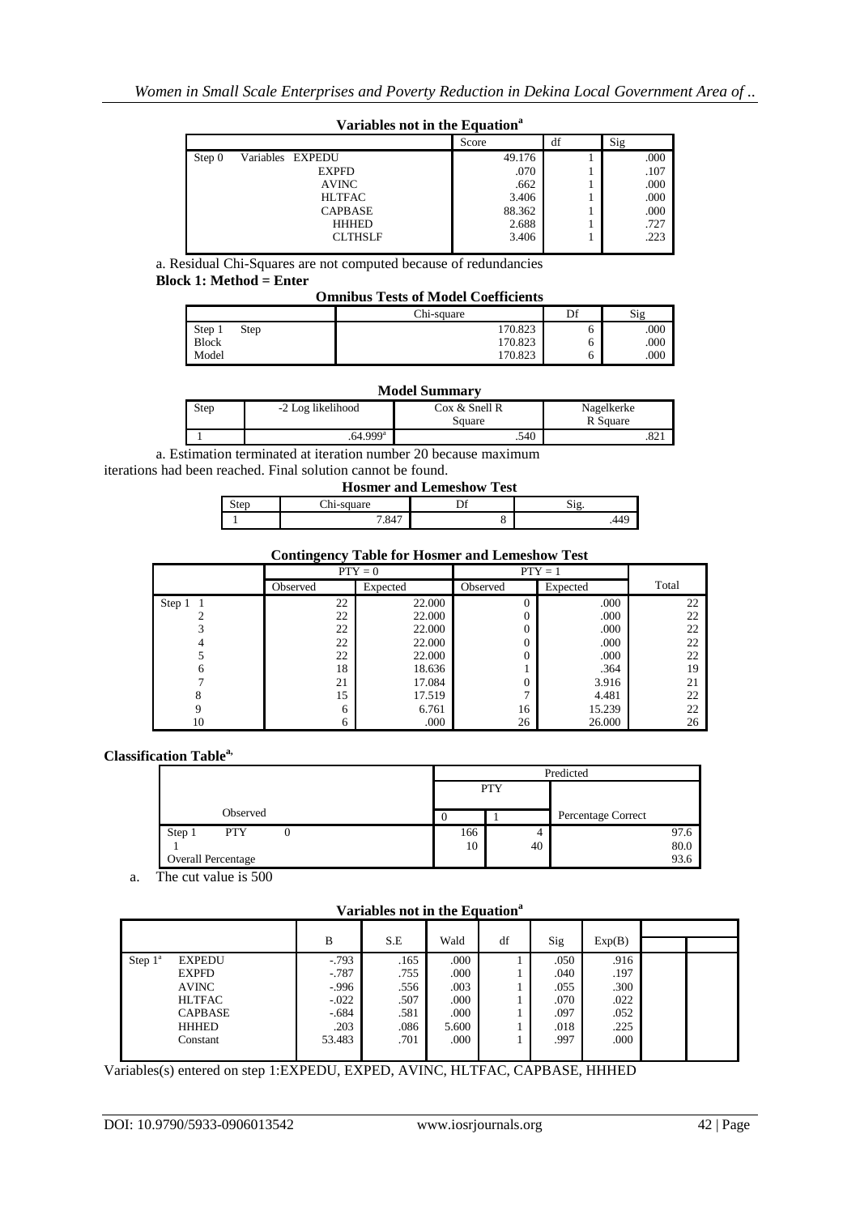**Variables not in the Equation[a]**

| | | Score | df | Sig |
|---|---|---|---|---|
| Step 0 | Variables EXPEDU | 49.176 | 1 | .000 |
| | EXPFD | .070 | 1 | .107 |
| | AVINC | .662 | 1 | .000 |
| | HLTFAC | 3.406 | 1 | .000 |
| | CAPBASE | 88.362 | 1 | .000 |
| | HHHED | 2.688 | 1 | .727 |
| | CLTHSLF | 3.406 | 1 | .223 |

a. Residual Chi-Squares are not computed because of redundancies

**Block 1: Method = Enter**

**Omnibus Tests of Model Coefficients**

| | | Chi-square | Df | Sig |
|---|---|---|---|---|
| Step 1 | Step | 170.823 | 6 | .000 |
| | Block | 170.823 | 6 | .000 |
| | Model | 170.823 | 6 | .000 |

**Model Summary**

| Step | -2 Log likelihood | Cox & Snell R Square | Nagelkerke R Square |
|---|---|---|---|
| 1 | .64.999[a] | .540 | .821 |

a. Estimation terminated at iteration number 20 because maximum iterations had been reached. Final solution cannot be found.

**Hosmer and Lemeshow Test**

| Step | Chi-square | Df | Sig. |
|---|---|---|---|
| 1 | 7.847 | 8 | .449 |

**Contingency Table for Hosmer and Lemeshow Test**

| | | PTY = 0 | | PTY = 1 | | |
|---|---|---|---|---|---|---|
| | | Observed | Expected | Observed | Expected | Total |
| Step 1 | 1 | 22 | 22.000 | 0 | .000 | 22 |
| | 2 | 22 | 22.000 | 0 | .000 | 22 |
| | 3 | 22 | 22.000 | 0 | .000 | 22 |
| | 4 | 22 | 22.000 | 0 | .000 | 22 |
| | 5 | 22 | 22.000 | 0 | .000 | 22 |
| | 6 | 18 | 18.636 | 1 | .364 | 19 |
| | 7 | 21 | 17.084 | 0 | 3.916 | 21 |
| | 8 | 15 | 17.519 | 7 | 4.481 | 22 |
| | 9 | 6 | 6.761 | 16 | 15.239 | 22 |
| | 10 | 6 | .000 | 26 | 26.000 | 26 |

**Classification Table[a,]**

| Observed | | | Predicted | | |
|---|---|---|---|---|---|
| | | | PTY | | |
| | | | 0 | 1 | Percentage Correct |
| Step 1 | PTY | 0 | 166 | 4 | 97.6 |
| | | 1 | 10 | 40 | 80.0 |
| | Overall Percentage | | | | 93.6 |

a. The cut value is 500

**Variables not in the Equation[a]**

| | | B | S.E | Wald | df | Sig | Exp(B) | | |
|---|---|---|---|---|---|---|---|---|---|
| Step 1[a] | EXPEDU | -.793 | .165 | .000 | 1 | .050 | .916 | | |
| | EXPFD | -.787 | .755 | .000 | 1 | .040 | .197 | | |
| | AVINC | -.996 | .556 | .003 | 1 | .055 | .300 | | |
| | HLTFAC | -.022 | .507 | .000 | 1 | .070 | .022 | | |
| | CAPBASE | -.684 | .581 | .000 | 1 | .097 | .052 | | |
| | HHHED | .203 | .086 | 5.600 | 1 | .018 | .225 | | |
| | Constant | 53.483 | .701 | .000 | 1 | .997 | .000 | | |

Variables(s) entered on step 1:EXPEDU, EXPED, AVINC, HLTFAC, CAPBASE, HHHED